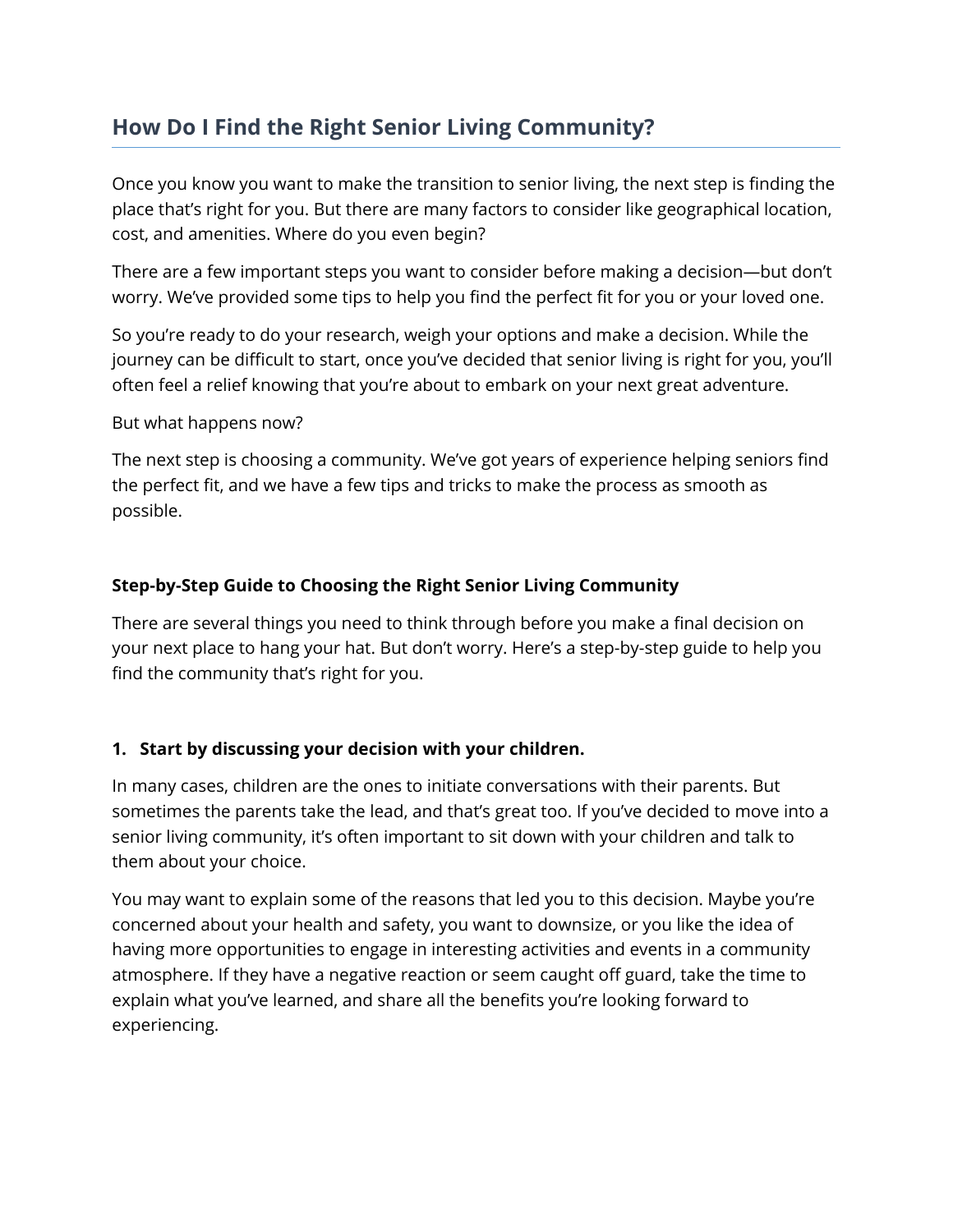## How Do I Find the Right Senior Living Community?

Once you know you want to make the transition to senior living, the next step is finding the place that's right for you. But there are many factors to consider like geographical location, cost, and amenities. Where do you even begin?

There are a few important steps you want to consider before making a decision—but don't worry. We've provided some tips to help you find the perfect fit for you or your loved one.

So you're ready to do your research, weigh your options and make a decision. While the journey can be difficult to start, once you've decided that senior living is right for you, you'll often feel a relief knowing that you're about to embark on your next great adventure.

But what happens now?

The next step is choosing a community. We've got years of experience helping seniors find the perfect fit, and we have a few tips and tricks to make the process as smooth as possible.

### Step-by-Step Guide to Choosing the Right Senior Living Community

There are several things you need to think through before you make a final decision on your next place to hang your hat. But don't worry. Here's a step-by-step guide to help you find the community that's right for you.

#### 1. Start by discussing your decision with your children.

In many cases, children are the ones to initiate conversations with their parents. But sometimes the parents take the lead, and that's great too. If you've decided to move into a senior living community, it's often important to sit down with your children and talk to them about your choice.

You may want to explain some of the reasons that led you to this decision. Maybe you're concerned about your health and safety, you want to downsize, or you like the idea of having more opportunities to engage in interesting activities and events in a community atmosphere. If they have a negative reaction or seem caught off guard, take the time to explain what you've learned, and share all the benefits you're looking forward to experiencing.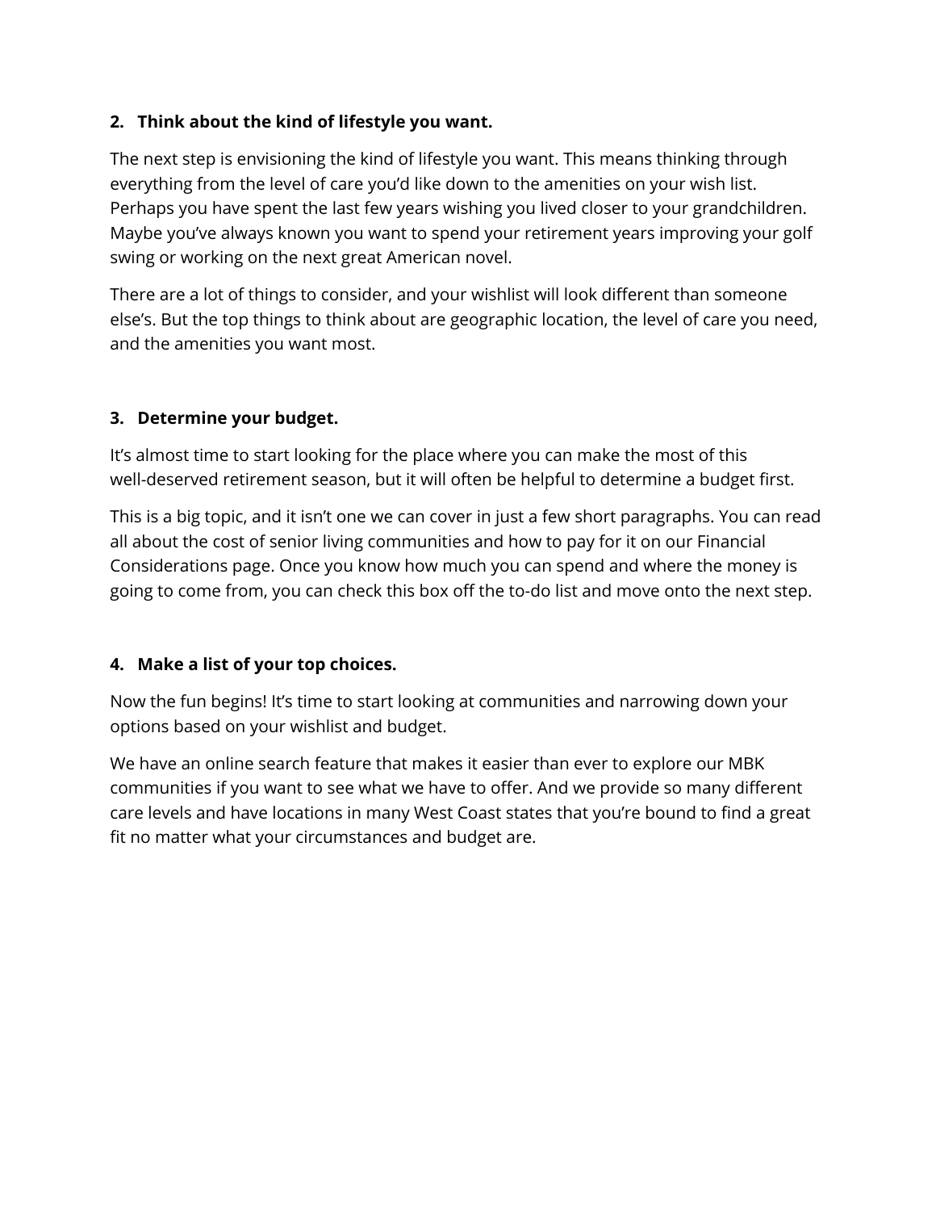**2. Think about the kind of lifestyle you want.**

The next step is envisioning the kind of lifestyle you want. This means thinking through everything from the level of care you'd like down to the amenities on your wish list. Perhaps you have spent the last few years wishing you lived closer to your grandchildren. Maybe you've always known you want to spend your retirement years improving your golf swing or working on the next great American novel.

There are a lot of things to consider, and your wishlist will look different than someone else's. But the top things to think about are geographic location, the level of care you need, and the amenities you want most.

**3. Determine your budget.**

It's almost time to start looking for the place where you can make the most of this well-deserved retirement season, but it will often be helpful to determine a budget first.

This is a big topic, and it isn't one we can cover in just a few short paragraphs. You can read all about the cost of senior living communities and how to pay for it on our Financial Considerations page. Once you know how much you can spend and where the money is going to come from, you can check this box off the to-do list and move onto the next step.

**4. Make a list of your top choices.**

Now the fun begins! It's time to start looking at communities and narrowing down your options based on your wishlist and budget.

We have an online search feature that makes it easier than ever to explore our MBK communities if you want to see what we have to offer. And we provide so many different care levels and have locations in many West Coast states that you're bound to find a great fit no matter what your circumstances and budget are.